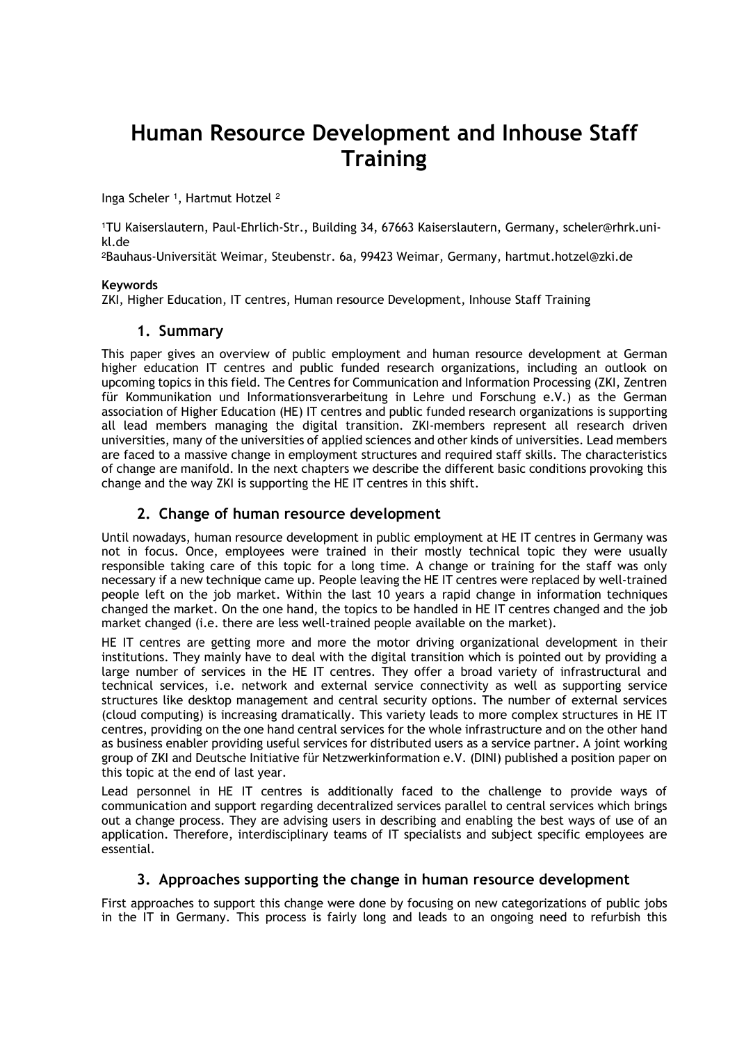# Human Resource Development and Inhouse Staff Training

Inga Scheler [1], Hartmut Hotzel [2]

[1]TU Kaiserslautern, Paul-Ehrlich-Str., Building 34, 67663 Kaiserslautern, Germany, scheler@rhrk.uni-kl.de

[2]Bauhaus-Universität Weimar, Steubenstr. 6a, 99423 Weimar, Germany, hartmut.hotzel@zki.de

**Keywords**

ZKI, Higher Education, IT centres, Human resource Development, Inhouse Staff Training

## 1. Summary

This paper gives an overview of public employment and human resource development at German higher education IT centres and public funded research organizations, including an outlook on upcoming topics in this field. The Centres for Communication and Information Processing (ZKI, Zentren für Kommunikation und Informationsverarbeitung in Lehre und Forschung e.V.) as the German association of Higher Education (HE) IT centres and public funded research organizations is supporting all lead members managing the digital transition. ZKI-members represent all research driven universities, many of the universities of applied sciences and other kinds of universities. Lead members are faced to a massive change in employment structures and required staff skills. The characteristics of change are manifold. In the next chapters we describe the different basic conditions provoking this change and the way ZKI is supporting the HE IT centres in this shift.

## 2. Change of human resource development

Until nowadays, human resource development in public employment at HE IT centres in Germany was not in focus. Once, employees were trained in their mostly technical topic they were usually responsible taking care of this topic for a long time. A change or training for the staff was only necessary if a new technique came up. People leaving the HE IT centres were replaced by well-trained people left on the job market. Within the last 10 years a rapid change in information techniques changed the market. On the one hand, the topics to be handled in HE IT centres changed and the job market changed (i.e. there are less well-trained people available on the market).

HE IT centres are getting more and more the motor driving organizational development in their institutions. They mainly have to deal with the digital transition which is pointed out by providing a large number of services in the HE IT centres. They offer a broad variety of infrastructural and technical services, i.e. network and external service connectivity as well as supporting service structures like desktop management and central security options. The number of external services (cloud computing) is increasing dramatically. This variety leads to more complex structures in HE IT centres, providing on the one hand central services for the whole infrastructure and on the other hand as business enabler providing useful services for distributed users as a service partner. A joint working group of ZKI and Deutsche Initiative für Netzwerkinformation e.V. (DINI) published a position paper on this topic at the end of last year.

Lead personnel in HE IT centres is additionally faced to the challenge to provide ways of communication and support regarding decentralized services parallel to central services which brings out a change process. They are advising users in describing and enabling the best ways of use of an application. Therefore, interdisciplinary teams of IT specialists and subject specific employees are essential.

## 3. Approaches supporting the change in human resource development

First approaches to support this change were done by focusing on new categorizations of public jobs in the IT in Germany. This process is fairly long and leads to an ongoing need to refurbish this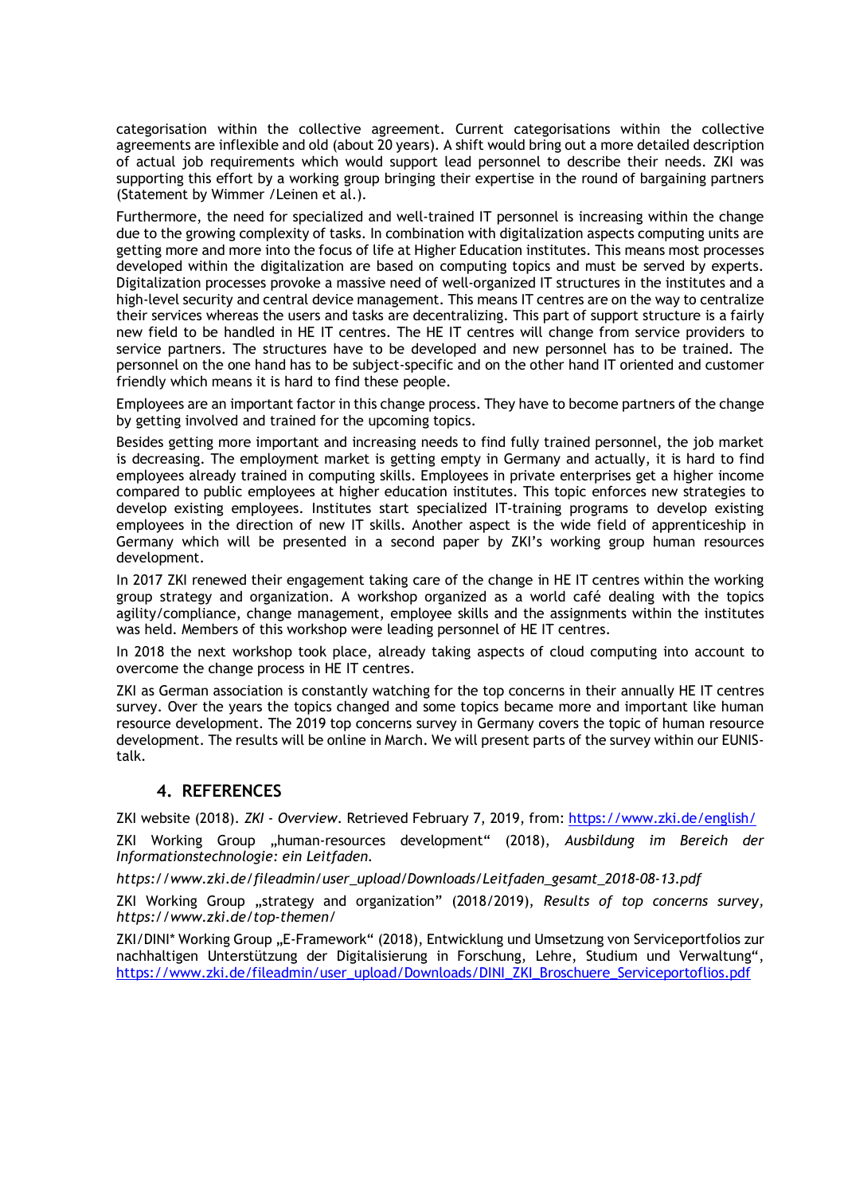categorisation within the collective agreement. Current categorisations within the collective agreements are inflexible and old (about 20 years). A shift would bring out a more detailed description of actual job requirements which would support lead personnel to describe their needs. ZKI was supporting this effort by a working group bringing their expertise in the round of bargaining partners (Statement by Wimmer /Leinen et al.).

Furthermore, the need for specialized and well-trained IT personnel is increasing within the change due to the growing complexity of tasks. In combination with digitalization aspects computing units are getting more and more into the focus of life at Higher Education institutes. This means most processes developed within the digitalization are based on computing topics and must be served by experts. Digitalization processes provoke a massive need of well-organized IT structures in the institutes and a high-level security and central device management. This means IT centres are on the way to centralize their services whereas the users and tasks are decentralizing. This part of support structure is a fairly new field to be handled in HE IT centres. The HE IT centres will change from service providers to service partners. The structures have to be developed and new personnel has to be trained. The personnel on the one hand has to be subject-specific and on the other hand IT oriented and customer friendly which means it is hard to find these people.

Employees are an important factor in this change process. They have to become partners of the change by getting involved and trained for the upcoming topics.

Besides getting more important and increasing needs to find fully trained personnel, the job market is decreasing. The employment market is getting empty in Germany and actually, it is hard to find employees already trained in computing skills. Employees in private enterprises get a higher income compared to public employees at higher education institutes. This topic enforces new strategies to develop existing employees. Institutes start specialized IT-training programs to develop existing employees in the direction of new IT skills. Another aspect is the wide field of apprenticeship in Germany which will be presented in a second paper by ZKI's working group human resources development.

In 2017 ZKI renewed their engagement taking care of the change in HE IT centres within the working group strategy and organization. A workshop organized as a world café dealing with the topics agility/compliance, change management, employee skills and the assignments within the institutes was held. Members of this workshop were leading personnel of HE IT centres.

In 2018 the next workshop took place, already taking aspects of cloud computing into account to overcome the change process in HE IT centres.

ZKI as German association is constantly watching for the top concerns in their annually HE IT centres survey. Over the years the topics changed and some topics became more and important like human resource development. The 2019 top concerns survey in Germany covers the topic of human resource development. The results will be online in March. We will present parts of the survey within our EUNIS-talk.

## 4. REFERENCES

ZKI website (2018). *ZKI - Overview*. Retrieved February 7, 2019, from: https://www.zki.de/english/

ZKI Working Group „human-resources development" (2018), *Ausbildung im Bereich der Informationstechnologie: ein Leitfaden.*

*https://www.zki.de/fileadmin/user_upload/Downloads/Leitfaden_gesamt_2018-08-13.pdf*

ZKI Working Group „strategy and organization" (2018/2019), *Results of top concerns survey, https://www.zki.de/top-themen/*

ZKI/DINI* Working Group „E-Framework" (2018), Entwicklung und Umsetzung von Serviceportfolios zur nachhaltigen Unterstützung der Digitalisierung in Forschung, Lehre, Studium und Verwaltung", https://www.zki.de/fileadmin/user_upload/Downloads/DINI_ZKI_Broschuere_Serviceportoflios.pdf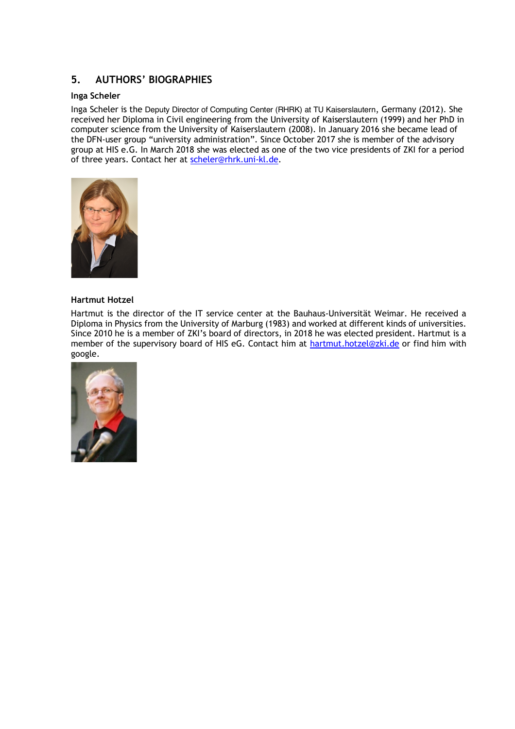## 5. AUTHORS' BIOGRAPHIES

**Inga Scheler**

Inga Scheler is the Deputy Director of Computing Center (RHRK) at TU Kaiserslautern, Germany (2012). She received her Diploma in Civil engineering from the University of Kaiserslautern (1999) and her PhD in computer science from the University of Kaiserslautern (2008). In January 2016 she became lead of the DFN-user group "university administration". Since October 2017 she is member of the advisory group at HIS e.G. In March 2018 she was elected as one of the two vice presidents of ZKI for a period of three years. Contact her at scheler@rhrk.uni-kl.de.

**Hartmut Hotzel**

Hartmut is the director of the IT service center at the Bauhaus-Universität Weimar. He received a Diploma in Physics from the University of Marburg (1983) and worked at different kinds of universities. Since 2010 he is a member of ZKI's board of directors, in 2018 he was elected president. Hartmut is a member of the supervisory board of HIS eG. Contact him at hartmut.hotzel@zki.de or find him with google.